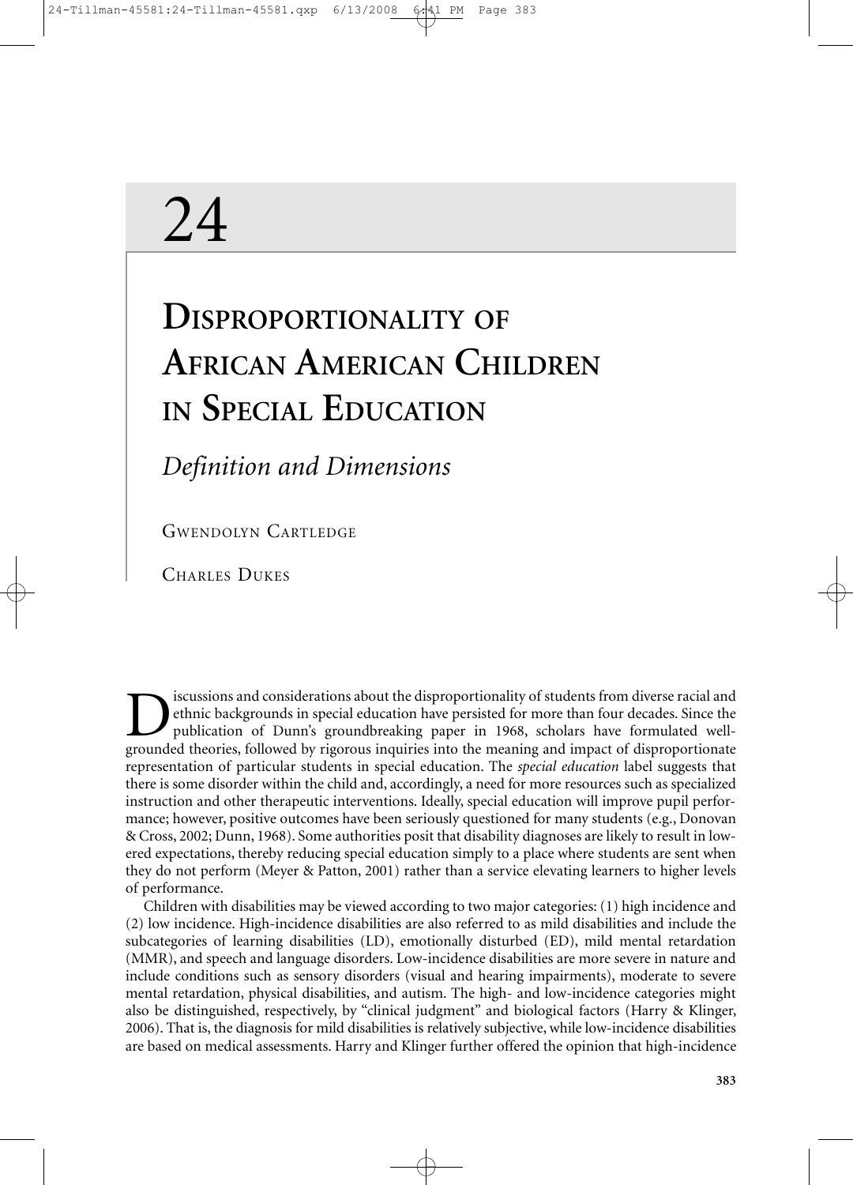# 24

# Disproportionality of African American Children in Special Education

## *Definition and Dimensions*

Gwendolyn Cartledge

Charles Dukes

Discussions and considerations about the disproportionality of students from diverse racial and ethnic backgrounds in special education have persisted for more than four decades. Since the publication of Dunn's groundbreaking paper in 1968, scholars have formulated well-grounded theories, followed by rigorous inquiries into the meaning and impact of disproportionate representation of particular students in special education. The *special education* label suggests that there is some disorder within the child and, accordingly, a need for more resources such as specialized instruction and other therapeutic interventions. Ideally, special education will improve pupil performance; however, positive outcomes have been seriously questioned for many students (e.g., Donovan & Cross, 2002; Dunn, 1968). Some authorities posit that disability diagnoses are likely to result in lowered expectations, thereby reducing special education simply to a place where students are sent when they do not perform (Meyer & Patton, 2001) rather than a service elevating learners to higher levels of performance.

Children with disabilities may be viewed according to two major categories: (1) high incidence and (2) low incidence. High-incidence disabilities are also referred to as mild disabilities and include the subcategories of learning disabilities (LD), emotionally disturbed (ED), mild mental retardation (MMR), and speech and language disorders. Low-incidence disabilities are more severe in nature and include conditions such as sensory disorders (visual and hearing impairments), moderate to severe mental retardation, physical disabilities, and autism. The high- and low-incidence categories might also be distinguished, respectively, by "clinical judgment" and biological factors (Harry & Klinger, 2006). That is, the diagnosis for mild disabilities is relatively subjective, while low-incidence disabilities are based on medical assessments. Harry and Klinger further offered the opinion that high-incidence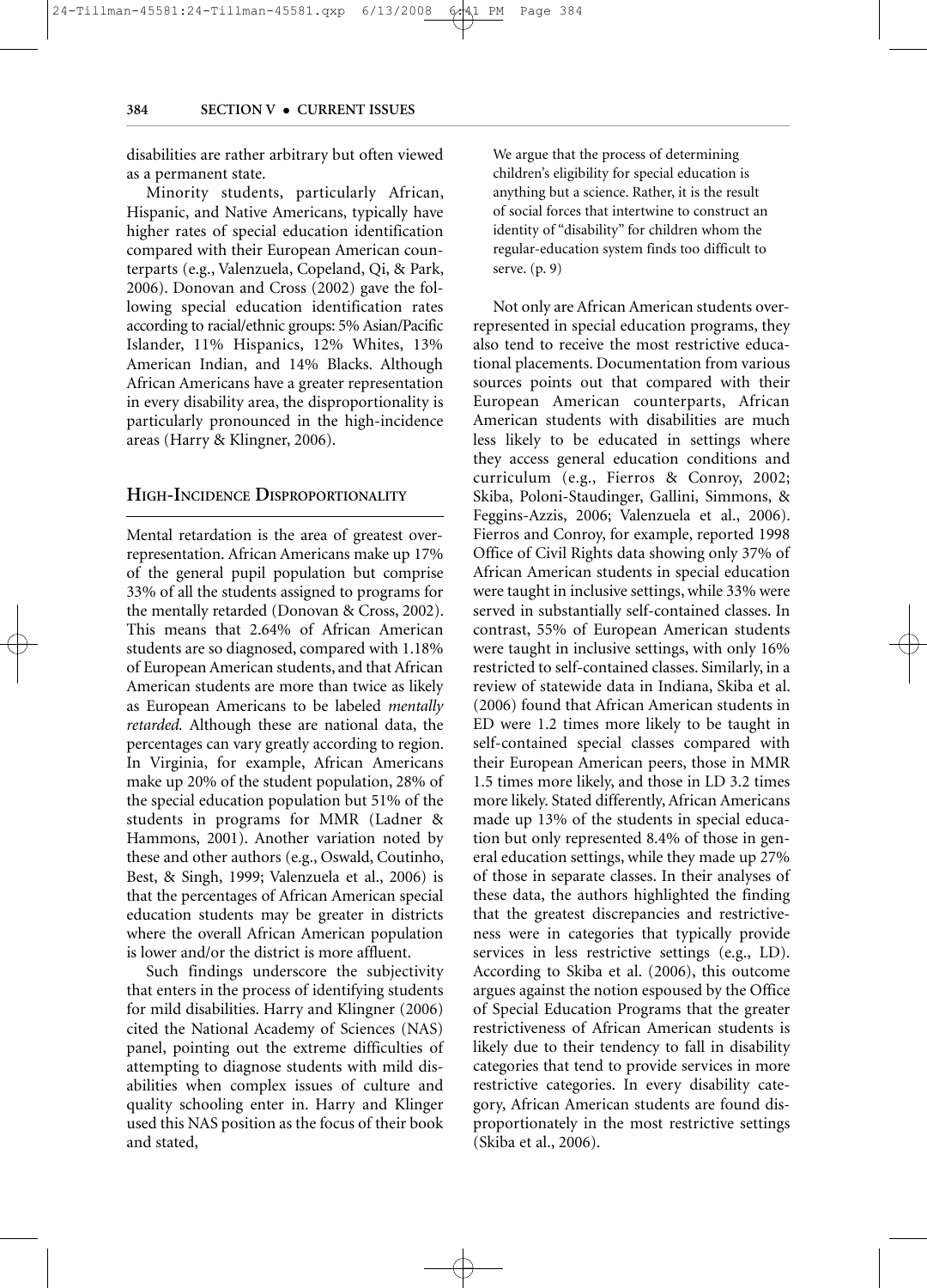disabilities are rather arbitrary but often viewed as a permanent state.

Minority students, particularly African, Hispanic, and Native Americans, typically have higher rates of special education identification compared with their European American counterparts (e.g., Valenzuela, Copeland, Qi, & Park, 2006). Donovan and Cross (2002) gave the following special education identification rates according to racial/ethnic groups: 5% Asian/Pacific Islander, 11% Hispanics, 12% Whites, 13% American Indian, and 14% Blacks. Although African Americans have a greater representation in every disability area, the disproportionality is particularly pronounced in the high-incidence areas (Harry & Klingner, 2006).

## HIGH-INCIDENCE DISPROPORTIONALITY

Mental retardation is the area of greatest overrepresentation. African Americans make up 17% of the general pupil population but comprise 33% of all the students assigned to programs for the mentally retarded (Donovan & Cross, 2002). This means that 2.64% of African American students are so diagnosed, compared with 1.18% of European American students, and that African American students are more than twice as likely as European Americans to be labeled *mentally retarded.* Although these are national data, the percentages can vary greatly according to region. In Virginia, for example, African Americans make up 20% of the student population, 28% of the special education population but 51% of the students in programs for MMR (Ladner & Hammons, 2001). Another variation noted by these and other authors (e.g., Oswald, Coutinho, Best, & Singh, 1999; Valenzuela et al., 2006) is that the percentages of African American special education students may be greater in districts where the overall African American population is lower and/or the district is more affluent.

Such findings underscore the subjectivity that enters in the process of identifying students for mild disabilities. Harry and Klingner (2006) cited the National Academy of Sciences (NAS) panel, pointing out the extreme difficulties of attempting to diagnose students with mild disabilities when complex issues of culture and quality schooling enter in. Harry and Klinger used this NAS position as the focus of their book and stated,

> We argue that the process of determining children's eligibility for special education is anything but a science. Rather, it is the result of social forces that intertwine to construct an identity of "disability" for children whom the regular-education system finds too difficult to serve. (p. 9)

Not only are African American students overrepresented in special education programs, they also tend to receive the most restrictive educational placements. Documentation from various sources points out that compared with their European American counterparts, African American students with disabilities are much less likely to be educated in settings where they access general education conditions and curriculum (e.g., Fierros & Conroy, 2002; Skiba, Poloni-Staudinger, Gallini, Simmons, & Feggins-Azzis, 2006; Valenzuela et al., 2006). Fierros and Conroy, for example, reported 1998 Office of Civil Rights data showing only 37% of African American students in special education were taught in inclusive settings, while 33% were served in substantially self-contained classes. In contrast, 55% of European American students were taught in inclusive settings, with only 16% restricted to self-contained classes. Similarly, in a review of statewide data in Indiana, Skiba et al. (2006) found that African American students in ED were 1.2 times more likely to be taught in self-contained special classes compared with their European American peers, those in MMR 1.5 times more likely, and those in LD 3.2 times more likely. Stated differently, African Americans made up 13% of the students in special education but only represented 8.4% of those in general education settings, while they made up 27% of those in separate classes. In their analyses of these data, the authors highlighted the finding that the greatest discrepancies and restrictiveness were in categories that typically provide services in less restrictive settings (e.g., LD). According to Skiba et al. (2006), this outcome argues against the notion espoused by the Office of Special Education Programs that the greater restrictiveness of African American students is likely due to their tendency to fall in disability categories that tend to provide services in more restrictive categories. In every disability category, African American students are found disproportionately in the most restrictive settings (Skiba et al., 2006).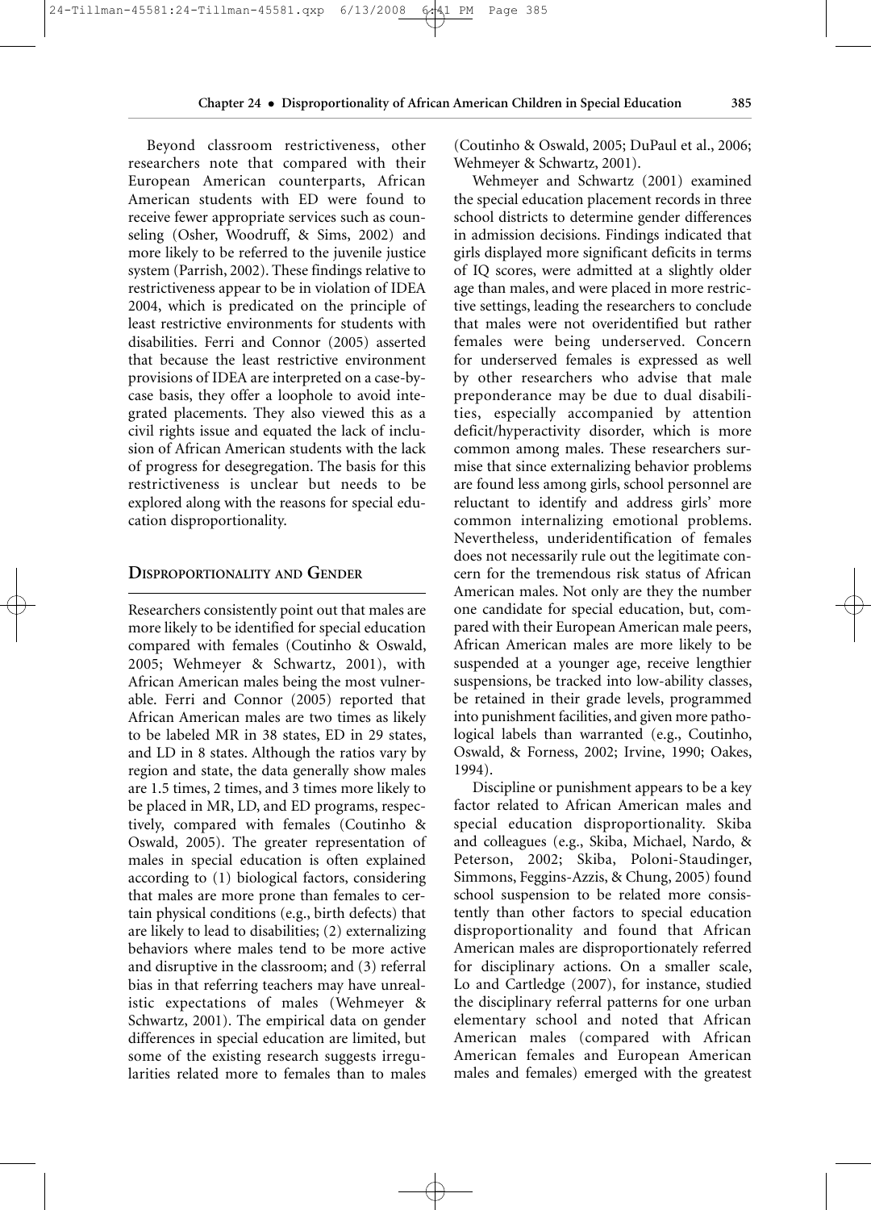Beyond classroom restrictiveness, other researchers note that compared with their European American counterparts, African American students with ED were found to receive fewer appropriate services such as counseling (Osher, Woodruff, & Sims, 2002) and more likely to be referred to the juvenile justice system (Parrish, 2002). These findings relative to restrictiveness appear to be in violation of IDEA 2004, which is predicated on the principle of least restrictive environments for students with disabilities. Ferri and Connor (2005) asserted that because the least restrictive environment provisions of IDEA are interpreted on a case-by-case basis, they offer a loophole to avoid integrated placements. They also viewed this as a civil rights issue and equated the lack of inclusion of African American students with the lack of progress for desegregation. The basis for this restrictiveness is unclear but needs to be explored along with the reasons for special education disproportionality.

## Disproportionality and Gender

Researchers consistently point out that males are more likely to be identified for special education compared with females (Coutinho & Oswald, 2005; Wehmeyer & Schwartz, 2001), with African American males being the most vulnerable. Ferri and Connor (2005) reported that African American males are two times as likely to be labeled MR in 38 states, ED in 29 states, and LD in 8 states. Although the ratios vary by region and state, the data generally show males are 1.5 times, 2 times, and 3 times more likely to be placed in MR, LD, and ED programs, respectively, compared with females (Coutinho & Oswald, 2005). The greater representation of males in special education is often explained according to (1) biological factors, considering that males are more prone than females to certain physical conditions (e.g., birth defects) that are likely to lead to disabilities; (2) externalizing behaviors where males tend to be more active and disruptive in the classroom; and (3) referral bias in that referring teachers may have unrealistic expectations of males (Wehmeyer & Schwartz, 2001). The empirical data on gender differences in special education are limited, but some of the existing research suggests irregularities related more to females than to males (Coutinho & Oswald, 2005; DuPaul et al., 2006; Wehmeyer & Schwartz, 2001).

Wehmeyer and Schwartz (2001) examined the special education placement records in three school districts to determine gender differences in admission decisions. Findings indicated that girls displayed more significant deficits in terms of IQ scores, were admitted at a slightly older age than males, and were placed in more restrictive settings, leading the researchers to conclude that males were not overidentified but rather females were being underserved. Concern for underserved females is expressed as well by other researchers who advise that male preponderance may be due to dual disabilities, especially accompanied by attention deficit/hyperactivity disorder, which is more common among males. These researchers surmise that since externalizing behavior problems are found less among girls, school personnel are reluctant to identify and address girls' more common internalizing emotional problems. Nevertheless, underidentification of females does not necessarily rule out the legitimate concern for the tremendous risk status of African American males. Not only are they the number one candidate for special education, but, compared with their European American male peers, African American males are more likely to be suspended at a younger age, receive lengthier suspensions, be tracked into low-ability classes, be retained in their grade levels, programmed into punishment facilities, and given more pathological labels than warranted (e.g., Coutinho, Oswald, & Forness, 2002; Irvine, 1990; Oakes, 1994).

Discipline or punishment appears to be a key factor related to African American males and special education disproportionality. Skiba and colleagues (e.g., Skiba, Michael, Nardo, & Peterson, 2002; Skiba, Poloni-Staudinger, Simmons, Feggins-Azzis, & Chung, 2005) found school suspension to be related more consistently than other factors to special education disproportionality and found that African American males are disproportionately referred for disciplinary actions. On a smaller scale, Lo and Cartledge (2007), for instance, studied the disciplinary referral patterns for one urban elementary school and noted that African American males (compared with African American females and European American males and females) emerged with the greatest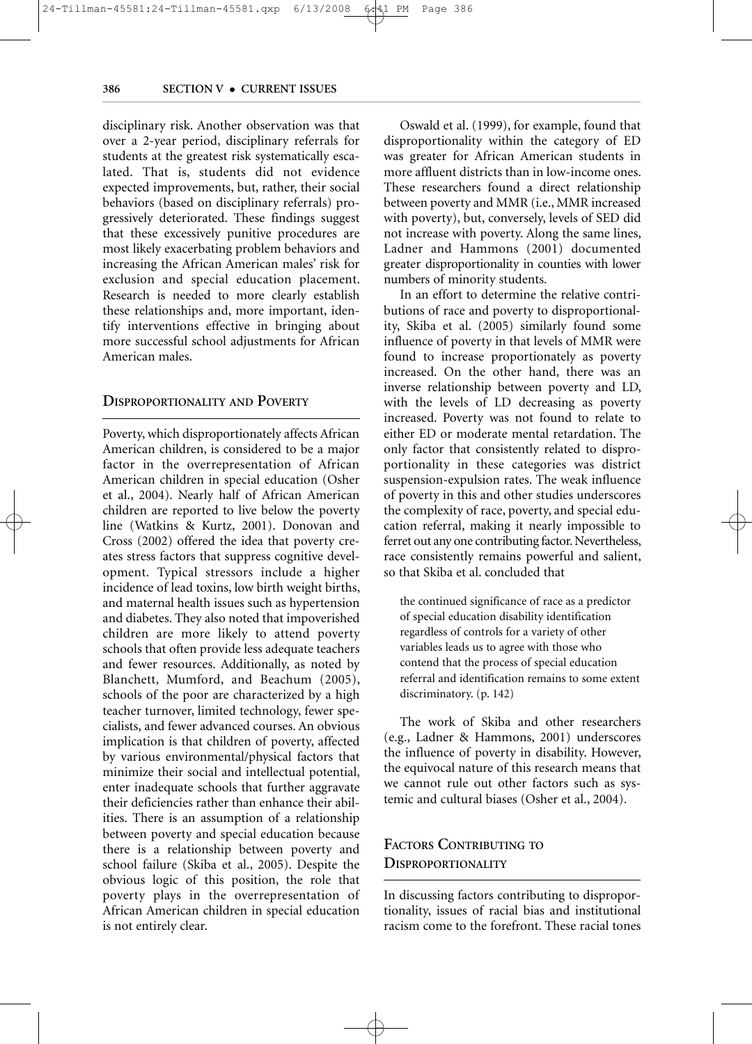disciplinary risk. Another observation was that over a 2-year period, disciplinary referrals for students at the greatest risk systematically escalated. That is, students did not evidence expected improvements, but, rather, their social behaviors (based on disciplinary referrals) progressively deteriorated. These findings suggest that these excessively punitive procedures are most likely exacerbating problem behaviors and increasing the African American males' risk for exclusion and special education placement. Research is needed to more clearly establish these relationships and, more important, identify interventions effective in bringing about more successful school adjustments for African American males.

## Disproportionality and Poverty

Poverty, which disproportionately affects African American children, is considered to be a major factor in the overrepresentation of African American children in special education (Osher et al., 2004). Nearly half of African American children are reported to live below the poverty line (Watkins & Kurtz, 2001). Donovan and Cross (2002) offered the idea that poverty creates stress factors that suppress cognitive development. Typical stressors include a higher incidence of lead toxins, low birth weight births, and maternal health issues such as hypertension and diabetes. They also noted that impoverished children are more likely to attend poverty schools that often provide less adequate teachers and fewer resources. Additionally, as noted by Blanchett, Mumford, and Beachum (2005), schools of the poor are characterized by a high teacher turnover, limited technology, fewer specialists, and fewer advanced courses. An obvious implication is that children of poverty, affected by various environmental/physical factors that minimize their social and intellectual potential, enter inadequate schools that further aggravate their deficiencies rather than enhance their abilities. There is an assumption of a relationship between poverty and special education because there is a relationship between poverty and school failure (Skiba et al., 2005). Despite the obvious logic of this position, the role that poverty plays in the overrepresentation of African American children in special education is not entirely clear.

Oswald et al. (1999), for example, found that disproportionality within the category of ED was greater for African American students in more affluent districts than in low-income ones. These researchers found a direct relationship between poverty and MMR (i.e., MMR increased with poverty), but, conversely, levels of SED did not increase with poverty. Along the same lines, Ladner and Hammons (2001) documented greater disproportionality in counties with lower numbers of minority students.

In an effort to determine the relative contributions of race and poverty to disproportionality, Skiba et al. (2005) similarly found some influence of poverty in that levels of MMR were found to increase proportionately as poverty increased. On the other hand, there was an inverse relationship between poverty and LD, with the levels of LD decreasing as poverty increased. Poverty was not found to relate to either ED or moderate mental retardation. The only factor that consistently related to disproportionality in these categories was district suspension-expulsion rates. The weak influence of poverty in this and other studies underscores the complexity of race, poverty, and special education referral, making it nearly impossible to ferret out any one contributing factor. Nevertheless, race consistently remains powerful and salient, so that Skiba et al. concluded that

> the continued significance of race as a predictor of special education disability identification regardless of controls for a variety of other variables leads us to agree with those who contend that the process of special education referral and identification remains to some extent discriminatory. (p. 142)

The work of Skiba and other researchers (e.g., Ladner & Hammons, 2001) underscores the influence of poverty in disability. However, the equivocal nature of this research means that we cannot rule out other factors such as systemic and cultural biases (Osher et al., 2004).

## Factors Contributing to Disproportionality

In discussing factors contributing to disproportionality, issues of racial bias and institutional racism come to the forefront. These racial tones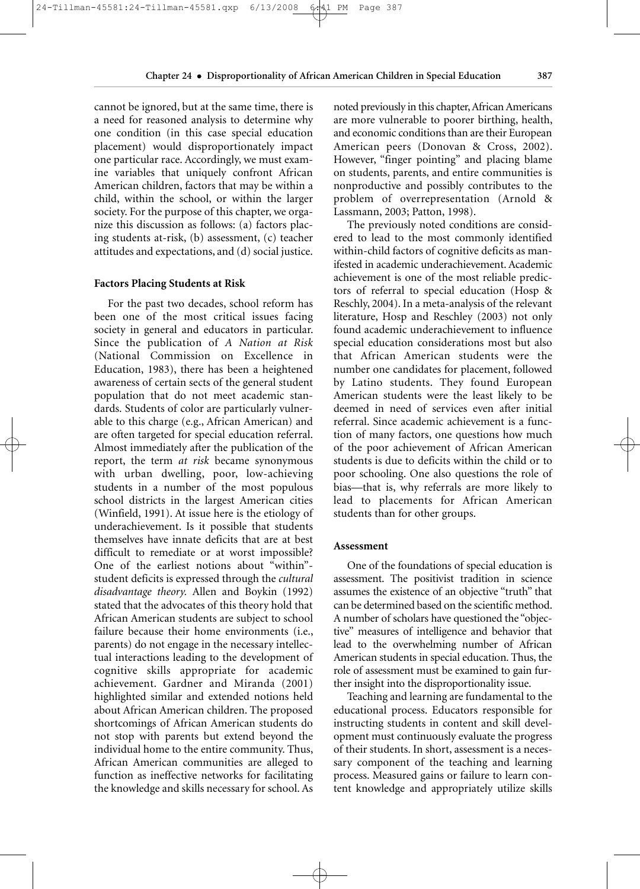cannot be ignored, but at the same time, there is a need for reasoned analysis to determine why one condition (in this case special education placement) would disproportionately impact one particular race. Accordingly, we must examine variables that uniquely confront African American children, factors that may be within a child, within the school, or within the larger society. For the purpose of this chapter, we organize this discussion as follows: (a) factors placing students at-risk, (b) assessment, (c) teacher attitudes and expectations, and (d) social justice.

### Factors Placing Students at Risk

For the past two decades, school reform has been one of the most critical issues facing society in general and educators in particular. Since the publication of *A Nation at Risk* (National Commission on Excellence in Education, 1983), there has been a heightened awareness of certain sects of the general student population that do not meet academic standards. Students of color are particularly vulnerable to this charge (e.g., African American) and are often targeted for special education referral. Almost immediately after the publication of the report, the term *at risk* became synonymous with urban dwelling, poor, low-achieving students in a number of the most populous school districts in the largest American cities (Winfield, 1991). At issue here is the etiology of underachievement. Is it possible that students themselves have innate deficits that are at best difficult to remediate or at worst impossible? One of the earliest notions about "within"-student deficits is expressed through the *cultural disadvantage theory.* Allen and Boykin (1992) stated that the advocates of this theory hold that African American students are subject to school failure because their home environments (i.e., parents) do not engage in the necessary intellectual interactions leading to the development of cognitive skills appropriate for academic achievement. Gardner and Miranda (2001) highlighted similar and extended notions held about African American children. The proposed shortcomings of African American students do not stop with parents but extend beyond the individual home to the entire community. Thus, African American communities are alleged to function as ineffective networks for facilitating the knowledge and skills necessary for school. As noted previously in this chapter, African Americans are more vulnerable to poorer birthing, health, and economic conditions than are their European American peers (Donovan & Cross, 2002). However, "finger pointing" and placing blame on students, parents, and entire communities is nonproductive and possibly contributes to the problem of overrepresentation (Arnold & Lassmann, 2003; Patton, 1998).

The previously noted conditions are considered to lead to the most commonly identified within-child factors of cognitive deficits as manifested in academic underachievement. Academic achievement is one of the most reliable predictors of referral to special education (Hosp & Reschly, 2004). In a meta-analysis of the relevant literature, Hosp and Reschley (2003) not only found academic underachievement to influence special education considerations most but also that African American students were the number one candidates for placement, followed by Latino students. They found European American students were the least likely to be deemed in need of services even after initial referral. Since academic achievement is a function of many factors, one questions how much of the poor achievement of African American students is due to deficits within the child or to poor schooling. One also questions the role of bias—that is, why referrals are more likely to lead to placements for African American students than for other groups.

### Assessment

One of the foundations of special education is assessment. The positivist tradition in science assumes the existence of an objective "truth" that can be determined based on the scientific method. A number of scholars have questioned the "objective" measures of intelligence and behavior that lead to the overwhelming number of African American students in special education. Thus, the role of assessment must be examined to gain further insight into the disproportionality issue.

Teaching and learning are fundamental to the educational process. Educators responsible for instructing students in content and skill development must continuously evaluate the progress of their students. In short, assessment is a necessary component of the teaching and learning process. Measured gains or failure to learn content knowledge and appropriately utilize skills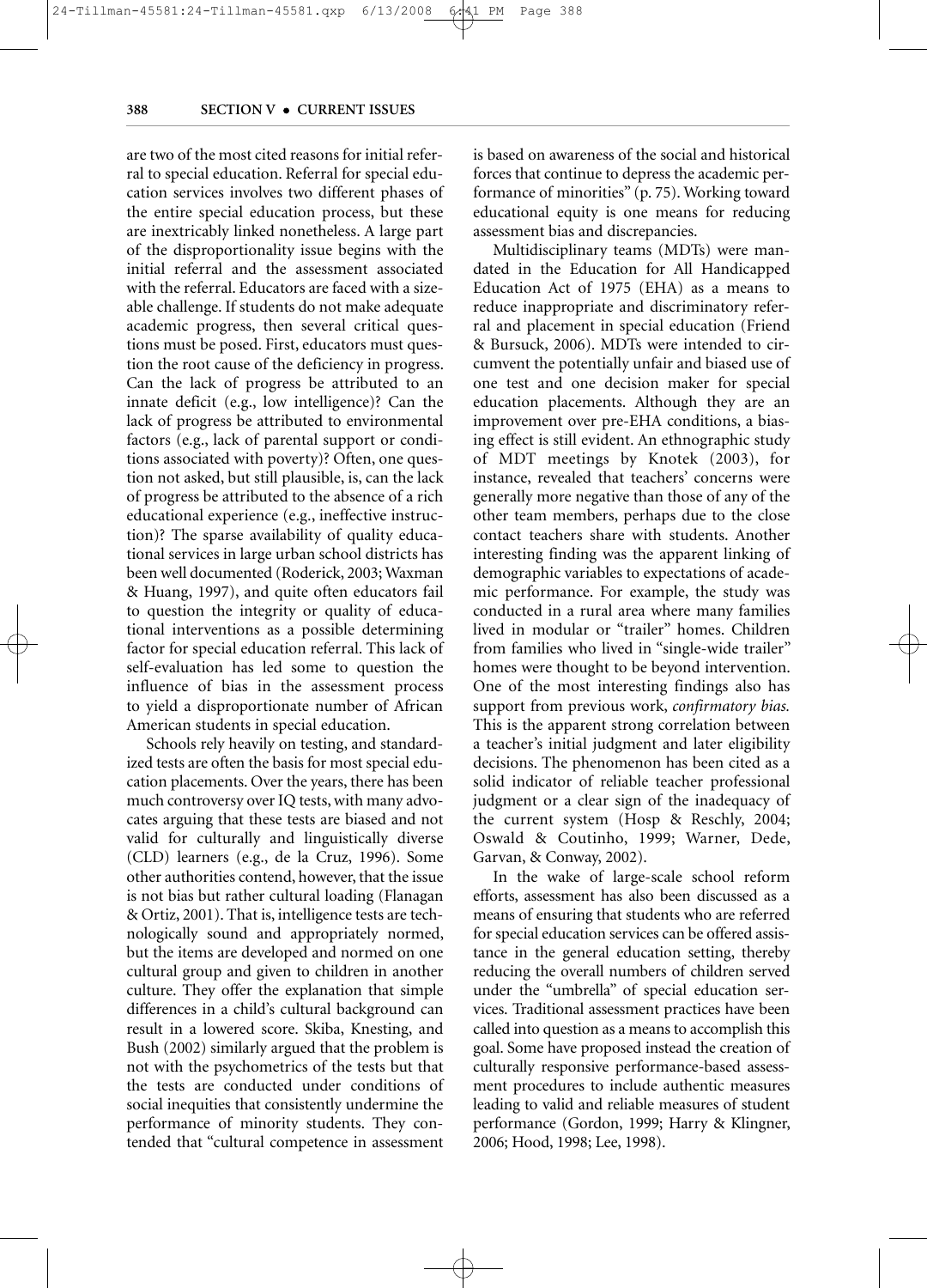are two of the most cited reasons for initial referral to special education. Referral for special education services involves two different phases of the entire special education process, but these are inextricably linked nonetheless. A large part of the disproportionality issue begins with the initial referral and the assessment associated with the referral. Educators are faced with a sizeable challenge. If students do not make adequate academic progress, then several critical questions must be posed. First, educators must question the root cause of the deficiency in progress. Can the lack of progress be attributed to an innate deficit (e.g., low intelligence)? Can the lack of progress be attributed to environmental factors (e.g., lack of parental support or conditions associated with poverty)? Often, one question not asked, but still plausible, is, can the lack of progress be attributed to the absence of a rich educational experience (e.g., ineffective instruction)? The sparse availability of quality educational services in large urban school districts has been well documented (Roderick, 2003; Waxman & Huang, 1997), and quite often educators fail to question the integrity or quality of educational interventions as a possible determining factor for special education referral. This lack of self-evaluation has led some to question the influence of bias in the assessment process to yield a disproportionate number of African American students in special education.

Schools rely heavily on testing, and standardized tests are often the basis for most special education placements. Over the years, there has been much controversy over IQ tests, with many advocates arguing that these tests are biased and not valid for culturally and linguistically diverse (CLD) learners (e.g., de la Cruz, 1996). Some other authorities contend, however, that the issue is not bias but rather cultural loading (Flanagan & Ortiz, 2001). That is, intelligence tests are technologically sound and appropriately normed, but the items are developed and normed on one cultural group and given to children in another culture. They offer the explanation that simple differences in a child's cultural background can result in a lowered score. Skiba, Knesting, and Bush (2002) similarly argued that the problem is not with the psychometrics of the tests but that the tests are conducted under conditions of social inequities that consistently undermine the performance of minority students. They contended that "cultural competence in assessment is based on awareness of the social and historical forces that continue to depress the academic performance of minorities" (p. 75). Working toward educational equity is one means for reducing assessment bias and discrepancies.

Multidisciplinary teams (MDTs) were mandated in the Education for All Handicapped Education Act of 1975 (EHA) as a means to reduce inappropriate and discriminatory referral and placement in special education (Friend & Bursuck, 2006). MDTs were intended to circumvent the potentially unfair and biased use of one test and one decision maker for special education placements. Although they are an improvement over pre-EHA conditions, a biasing effect is still evident. An ethnographic study of MDT meetings by Knotek (2003), for instance, revealed that teachers' concerns were generally more negative than those of any of the other team members, perhaps due to the close contact teachers share with students. Another interesting finding was the apparent linking of demographic variables to expectations of academic performance. For example, the study was conducted in a rural area where many families lived in modular or "trailer" homes. Children from families who lived in "single-wide trailer" homes were thought to be beyond intervention. One of the most interesting findings also has support from previous work, *confirmatory bias.* This is the apparent strong correlation between a teacher's initial judgment and later eligibility decisions. The phenomenon has been cited as a solid indicator of reliable teacher professional judgment or a clear sign of the inadequacy of the current system (Hosp & Reschly, 2004; Oswald & Coutinho, 1999; Warner, Dede, Garvan, & Conway, 2002).

In the wake of large-scale school reform efforts, assessment has also been discussed as a means of ensuring that students who are referred for special education services can be offered assistance in the general education setting, thereby reducing the overall numbers of children served under the "umbrella" of special education services. Traditional assessment practices have been called into question as a means to accomplish this goal. Some have proposed instead the creation of culturally responsive performance-based assessment procedures to include authentic measures leading to valid and reliable measures of student performance (Gordon, 1999; Harry & Klingner, 2006; Hood, 1998; Lee, 1998).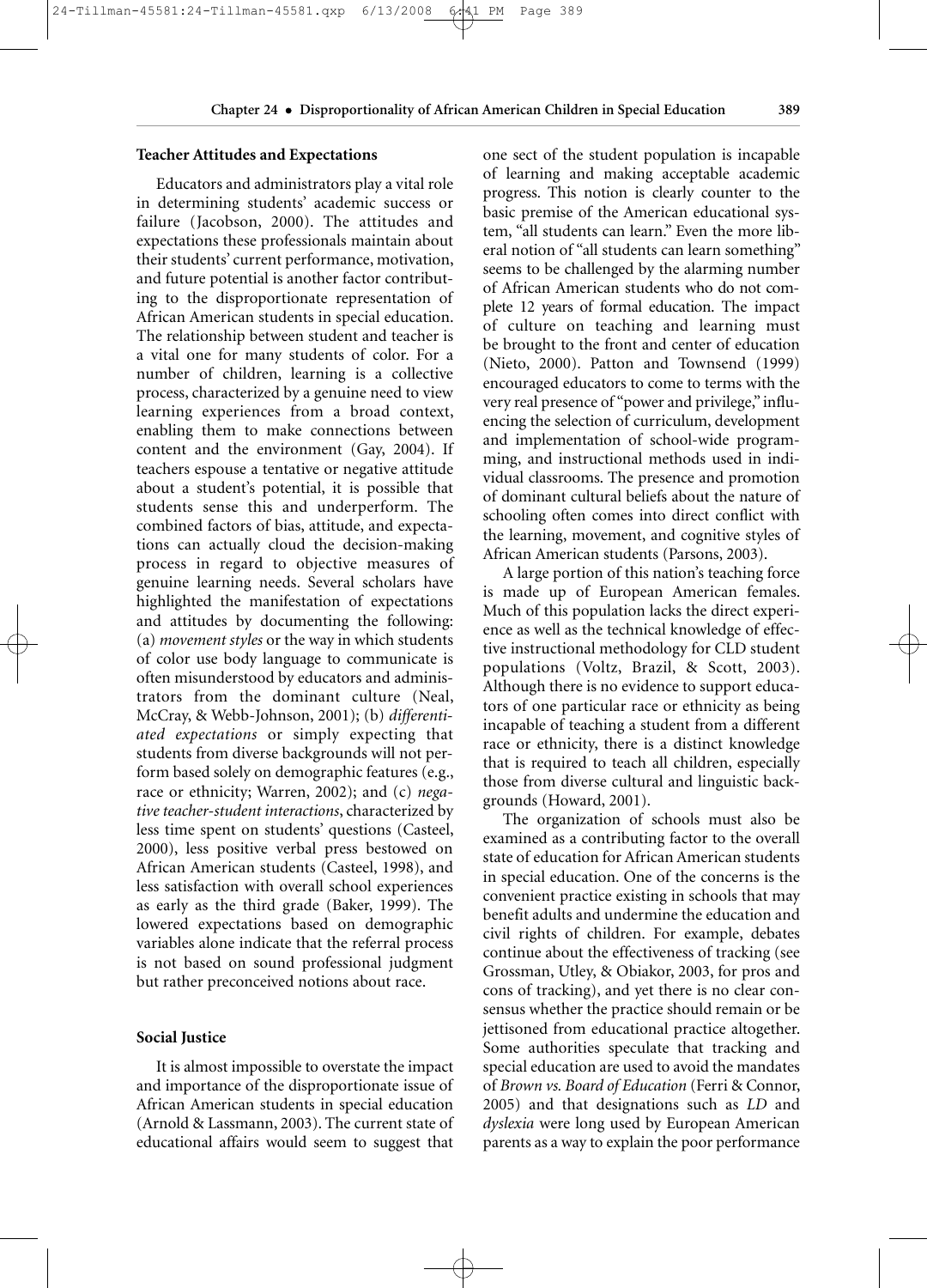### Teacher Attitudes and Expectations

Educators and administrators play a vital role in determining students' academic success or failure (Jacobson, 2000). The attitudes and expectations these professionals maintain about their students' current performance, motivation, and future potential is another factor contributing to the disproportionate representation of African American students in special education. The relationship between student and teacher is a vital one for many students of color. For a number of children, learning is a collective process, characterized by a genuine need to view learning experiences from a broad context, enabling them to make connections between content and the environment (Gay, 2004). If teachers espouse a tentative or negative attitude about a student's potential, it is possible that students sense this and underperform. The combined factors of bias, attitude, and expectations can actually cloud the decision-making process in regard to objective measures of genuine learning needs. Several scholars have highlighted the manifestation of expectations and attitudes by documenting the following: (a) *movement styles* or the way in which students of color use body language to communicate is often misunderstood by educators and administrators from the dominant culture (Neal, McCray, & Webb-Johnson, 2001); (b) *differentiated expectations* or simply expecting that students from diverse backgrounds will not perform based solely on demographic features (e.g., race or ethnicity; Warren, 2002); and (c) *negative teacher-student interactions*, characterized by less time spent on students' questions (Casteel, 2000), less positive verbal press bestowed on African American students (Casteel, 1998), and less satisfaction with overall school experiences as early as the third grade (Baker, 1999). The lowered expectations based on demographic variables alone indicate that the referral process is not based on sound professional judgment but rather preconceived notions about race.

### Social Justice

It is almost impossible to overstate the impact and importance of the disproportionate issue of African American students in special education (Arnold & Lassmann, 2003). The current state of educational affairs would seem to suggest that one sect of the student population is incapable of learning and making acceptable academic progress. This notion is clearly counter to the basic premise of the American educational system, "all students can learn." Even the more liberal notion of "all students can learn something" seems to be challenged by the alarming number of African American students who do not complete 12 years of formal education. The impact of culture on teaching and learning must be brought to the front and center of education (Nieto, 2000). Patton and Townsend (1999) encouraged educators to come to terms with the very real presence of "power and privilege," influencing the selection of curriculum, development and implementation of school-wide programming, and instructional methods used in individual classrooms. The presence and promotion of dominant cultural beliefs about the nature of schooling often comes into direct conflict with the learning, movement, and cognitive styles of African American students (Parsons, 2003).

A large portion of this nation's teaching force is made up of European American females. Much of this population lacks the direct experience as well as the technical knowledge of effective instructional methodology for CLD student populations (Voltz, Brazil, & Scott, 2003). Although there is no evidence to support educators of one particular race or ethnicity as being incapable of teaching a student from a different race or ethnicity, there is a distinct knowledge that is required to teach all children, especially those from diverse cultural and linguistic backgrounds (Howard, 2001).

The organization of schools must also be examined as a contributing factor to the overall state of education for African American students in special education. One of the concerns is the convenient practice existing in schools that may benefit adults and undermine the education and civil rights of children. For example, debates continue about the effectiveness of tracking (see Grossman, Utley, & Obiakor, 2003, for pros and cons of tracking), and yet there is no clear consensus whether the practice should remain or be jettisoned from educational practice altogether. Some authorities speculate that tracking and special education are used to avoid the mandates of *Brown vs. Board of Education* (Ferri & Connor, 2005) and that designations such as *LD* and *dyslexia* were long used by European American parents as a way to explain the poor performance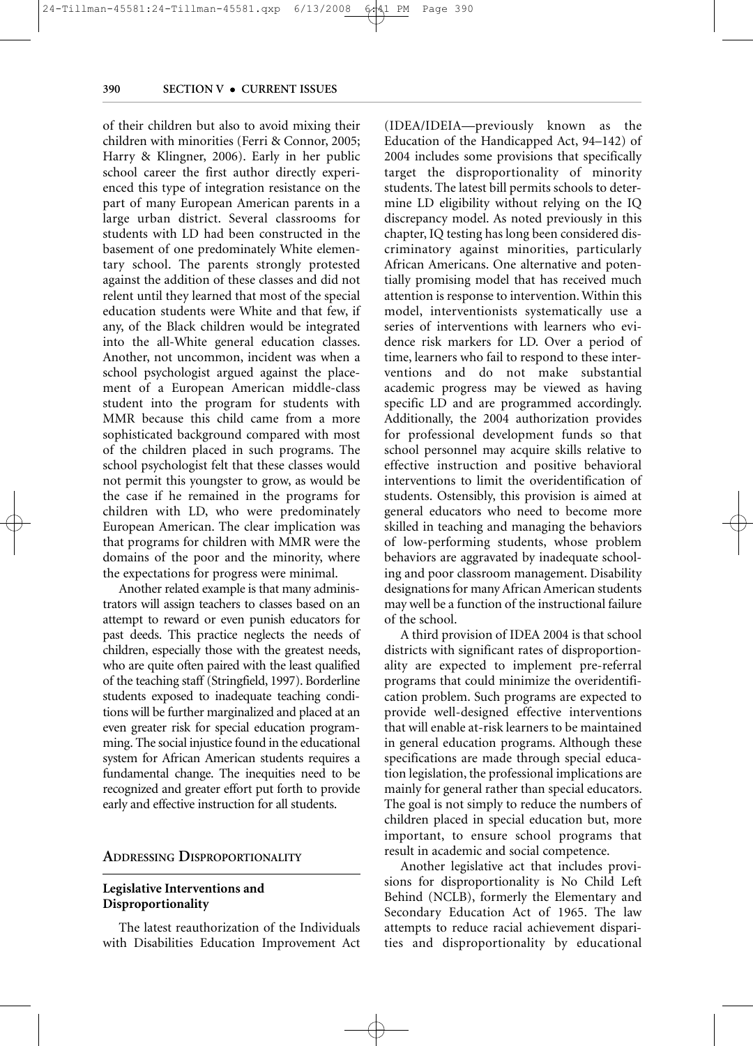of their children but also to avoid mixing their children with minorities (Ferri & Connor, 2005; Harry & Klingner, 2006). Early in her public school career the first author directly experienced this type of integration resistance on the part of many European American parents in a large urban district. Several classrooms for students with LD had been constructed in the basement of one predominately White elementary school. The parents strongly protested against the addition of these classes and did not relent until they learned that most of the special education students were White and that few, if any, of the Black children would be integrated into the all-White general education classes. Another, not uncommon, incident was when a school psychologist argued against the placement of a European American middle-class student into the program for students with MMR because this child came from a more sophisticated background compared with most of the children placed in such programs. The school psychologist felt that these classes would not permit this youngster to grow, as would be the case if he remained in the programs for children with LD, who were predominately European American. The clear implication was that programs for children with MMR were the domains of the poor and the minority, where the expectations for progress were minimal.

Another related example is that many administrators will assign teachers to classes based on an attempt to reward or even punish educators for past deeds. This practice neglects the needs of children, especially those with the greatest needs, who are quite often paired with the least qualified of the teaching staff (Stringfield, 1997). Borderline students exposed to inadequate teaching conditions will be further marginalized and placed at an even greater risk for special education programming. The social injustice found in the educational system for African American students requires a fundamental change. The inequities need to be recognized and greater effort put forth to provide early and effective instruction for all students.

## Addressing Disproportionality

### Legislative Interventions and Disproportionality

The latest reauthorization of the Individuals with Disabilities Education Improvement Act (IDEA/IDEIA—previously known as the Education of the Handicapped Act, 94–142) of 2004 includes some provisions that specifically target the disproportionality of minority students. The latest bill permits schools to determine LD eligibility without relying on the IQ discrepancy model. As noted previously in this chapter, IQ testing has long been considered discriminatory against minorities, particularly African Americans. One alternative and potentially promising model that has received much attention is response to intervention. Within this model, interventionists systematically use a series of interventions with learners who evidence risk markers for LD. Over a period of time, learners who fail to respond to these interventions and do not make substantial academic progress may be viewed as having specific LD and are programmed accordingly. Additionally, the 2004 authorization provides for professional development funds so that school personnel may acquire skills relative to effective instruction and positive behavioral interventions to limit the overidentification of students. Ostensibly, this provision is aimed at general educators who need to become more skilled in teaching and managing the behaviors of low-performing students, whose problem behaviors are aggravated by inadequate schooling and poor classroom management. Disability designations for many African American students may well be a function of the instructional failure of the school.

A third provision of IDEA 2004 is that school districts with significant rates of disproportionality are expected to implement pre-referral programs that could minimize the overidentification problem. Such programs are expected to provide well-designed effective interventions that will enable at-risk learners to be maintained in general education programs. Although these specifications are made through special education legislation, the professional implications are mainly for general rather than special educators. The goal is not simply to reduce the numbers of children placed in special education but, more important, to ensure school programs that result in academic and social competence.

Another legislative act that includes provisions for disproportionality is No Child Left Behind (NCLB), formerly the Elementary and Secondary Education Act of 1965. The law attempts to reduce racial achievement disparities and disproportionality by educational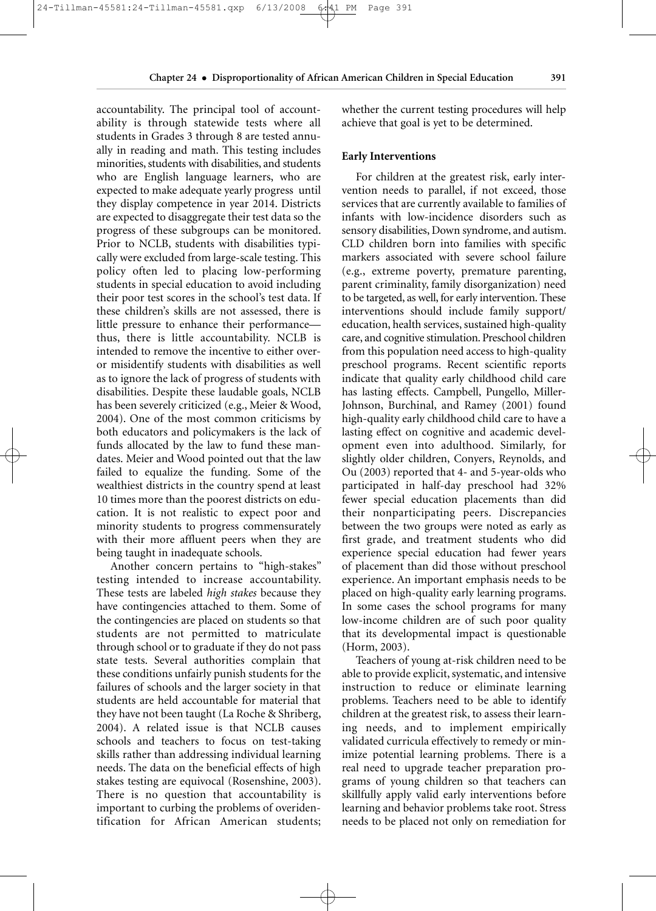accountability. The principal tool of accountability is through statewide tests where all students in Grades 3 through 8 are tested annually in reading and math. This testing includes minorities, students with disabilities, and students who are English language learners, who are expected to make adequate yearly progress until they display competence in year 2014. Districts are expected to disaggregate their test data so the progress of these subgroups can be monitored. Prior to NCLB, students with disabilities typically were excluded from large-scale testing. This policy often led to placing low-performing students in special education to avoid including their poor test scores in the school's test data. If these children's skills are not assessed, there is little pressure to enhance their performance—thus, there is little accountability. NCLB is intended to remove the incentive to either over- or misidentify students with disabilities as well as to ignore the lack of progress of students with disabilities. Despite these laudable goals, NCLB has been severely criticized (e.g., Meier & Wood, 2004). One of the most common criticisms by both educators and policymakers is the lack of funds allocated by the law to fund these mandates. Meier and Wood pointed out that the law failed to equalize the funding. Some of the wealthiest districts in the country spend at least 10 times more than the poorest districts on education. It is not realistic to expect poor and minority students to progress commensurately with their more affluent peers when they are being taught in inadequate schools.

Another concern pertains to "high-stakes" testing intended to increase accountability. These tests are labeled *high stakes* because they have contingencies attached to them. Some of the contingencies are placed on students so that students are not permitted to matriculate through school or to graduate if they do not pass state tests. Several authorities complain that these conditions unfairly punish students for the failures of schools and the larger society in that students are held accountable for material that they have not been taught (La Roche & Shriberg, 2004). A related issue is that NCLB causes schools and teachers to focus on test-taking skills rather than addressing individual learning needs. The data on the beneficial effects of high stakes testing are equivocal (Rosenshine, 2003). There is no question that accountability is important to curbing the problems of overidentification for African American students; whether the current testing procedures will help achieve that goal is yet to be determined.

**Early Interventions**

For children at the greatest risk, early intervention needs to parallel, if not exceed, those services that are currently available to families of infants with low-incidence disorders such as sensory disabilities, Down syndrome, and autism. CLD children born into families with specific markers associated with severe school failure (e.g., extreme poverty, premature parenting, parent criminality, family disorganization) need to be targeted, as well, for early intervention. These interventions should include family support/education, health services, sustained high-quality care, and cognitive stimulation. Preschool children from this population need access to high-quality preschool programs. Recent scientific reports indicate that quality early childhood child care has lasting effects. Campbell, Pungello, Miller-Johnson, Burchinal, and Ramey (2001) found high-quality early childhood child care to have a lasting effect on cognitive and academic development even into adulthood. Similarly, for slightly older children, Conyers, Reynolds, and Ou (2003) reported that 4- and 5-year-olds who participated in half-day preschool had 32% fewer special education placements than did their nonparticipating peers. Discrepancies between the two groups were noted as early as first grade, and treatment students who did experience special education had fewer years of placement than did those without preschool experience. An important emphasis needs to be placed on high-quality early learning programs. In some cases the school programs for many low-income children are of such poor quality that its developmental impact is questionable (Horm, 2003).

Teachers of young at-risk children need to be able to provide explicit, systematic, and intensive instruction to reduce or eliminate learning problems. Teachers need to be able to identify children at the greatest risk, to assess their learning needs, and to implement empirically validated curricula effectively to remedy or minimize potential learning problems. There is a real need to upgrade teacher preparation programs of young children so that teachers can skillfully apply valid early interventions before learning and behavior problems take root. Stress needs to be placed not only on remediation for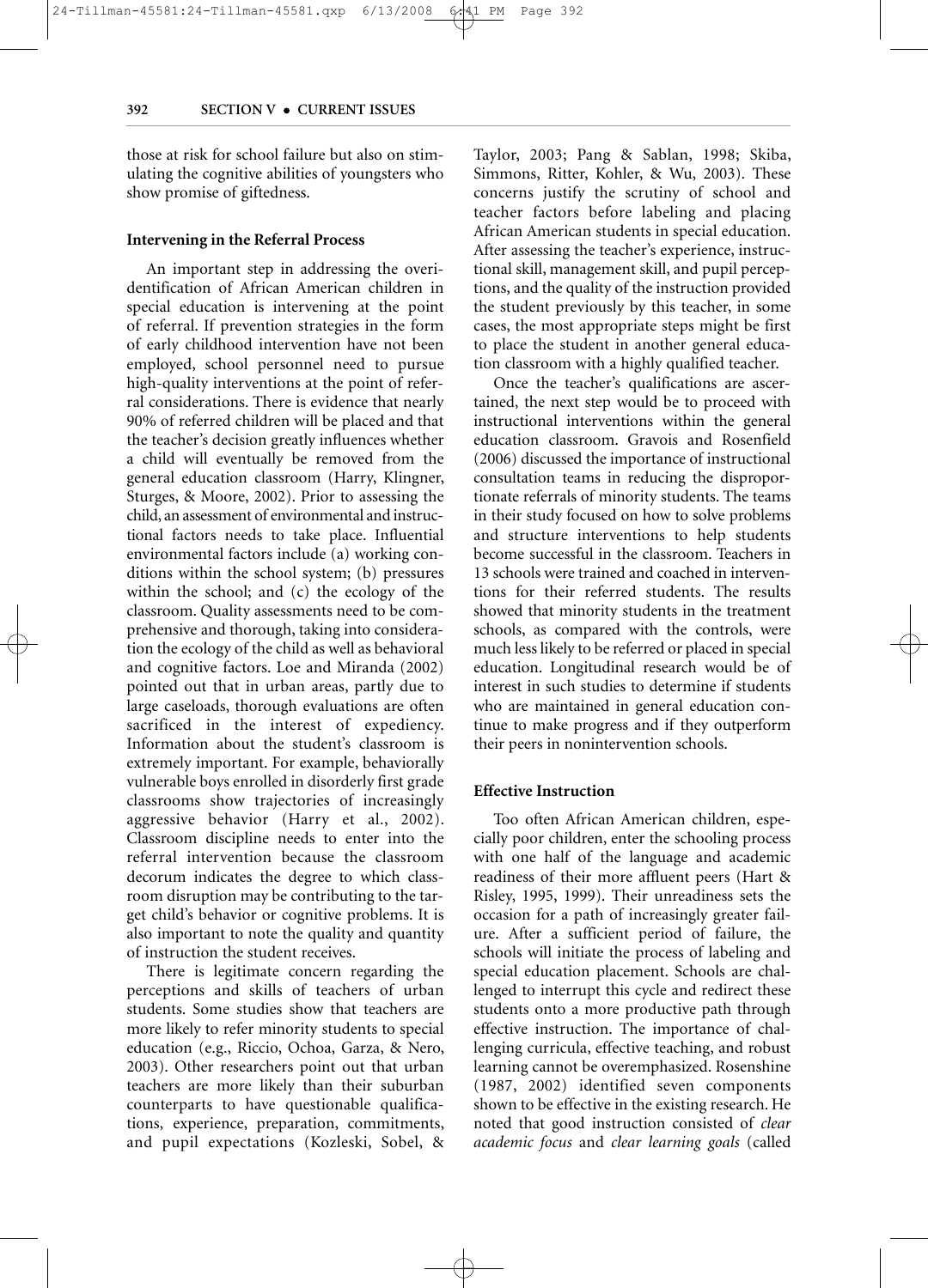those at risk for school failure but also on stimulating the cognitive abilities of youngsters who show promise of giftedness.

### Intervening in the Referral Process

An important step in addressing the overidentification of African American children in special education is intervening at the point of referral. If prevention strategies in the form of early childhood intervention have not been employed, school personnel need to pursue high-quality interventions at the point of referral considerations. There is evidence that nearly 90% of referred children will be placed and that the teacher's decision greatly influences whether a child will eventually be removed from the general education classroom (Harry, Klingner, Sturges, & Moore, 2002). Prior to assessing the child, an assessment of environmental and instructional factors needs to take place. Influential environmental factors include (a) working conditions within the school system; (b) pressures within the school; and (c) the ecology of the classroom. Quality assessments need to be comprehensive and thorough, taking into consideration the ecology of the child as well as behavioral and cognitive factors. Loe and Miranda (2002) pointed out that in urban areas, partly due to large caseloads, thorough evaluations are often sacrificed in the interest of expediency. Information about the student's classroom is extremely important. For example, behaviorally vulnerable boys enrolled in disorderly first grade classrooms show trajectories of increasingly aggressive behavior (Harry et al., 2002). Classroom discipline needs to enter into the referral intervention because the classroom decorum indicates the degree to which classroom disruption may be contributing to the target child's behavior or cognitive problems. It is also important to note the quality and quantity of instruction the student receives.

There is legitimate concern regarding the perceptions and skills of teachers of urban students. Some studies show that teachers are more likely to refer minority students to special education (e.g., Riccio, Ochoa, Garza, & Nero, 2003). Other researchers point out that urban teachers are more likely than their suburban counterparts to have questionable qualifications, experience, preparation, commitments, and pupil expectations (Kozleski, Sobel, & Taylor, 2003; Pang & Sablan, 1998; Skiba, Simmons, Ritter, Kohler, & Wu, 2003). These concerns justify the scrutiny of school and teacher factors before labeling and placing African American students in special education. After assessing the teacher's experience, instructional skill, management skill, and pupil perceptions, and the quality of the instruction provided the student previously by this teacher, in some cases, the most appropriate steps might be first to place the student in another general education classroom with a highly qualified teacher.

Once the teacher's qualifications are ascertained, the next step would be to proceed with instructional interventions within the general education classroom. Gravois and Rosenfield (2006) discussed the importance of instructional consultation teams in reducing the disproportionate referrals of minority students. The teams in their study focused on how to solve problems and structure interventions to help students become successful in the classroom. Teachers in 13 schools were trained and coached in interventions for their referred students. The results showed that minority students in the treatment schools, as compared with the controls, were much less likely to be referred or placed in special education. Longitudinal research would be of interest in such studies to determine if students who are maintained in general education continue to make progress and if they outperform their peers in nonintervention schools.

### Effective Instruction

Too often African American children, especially poor children, enter the schooling process with one half of the language and academic readiness of their more affluent peers (Hart & Risley, 1995, 1999). Their unreadiness sets the occasion for a path of increasingly greater failure. After a sufficient period of failure, the schools will initiate the process of labeling and special education placement. Schools are challenged to interrupt this cycle and redirect these students onto a more productive path through effective instruction. The importance of challenging curricula, effective teaching, and robust learning cannot be overemphasized. Rosenshine (1987, 2002) identified seven components shown to be effective in the existing research. He noted that good instruction consisted of *clear academic focus* and *clear learning goals* (called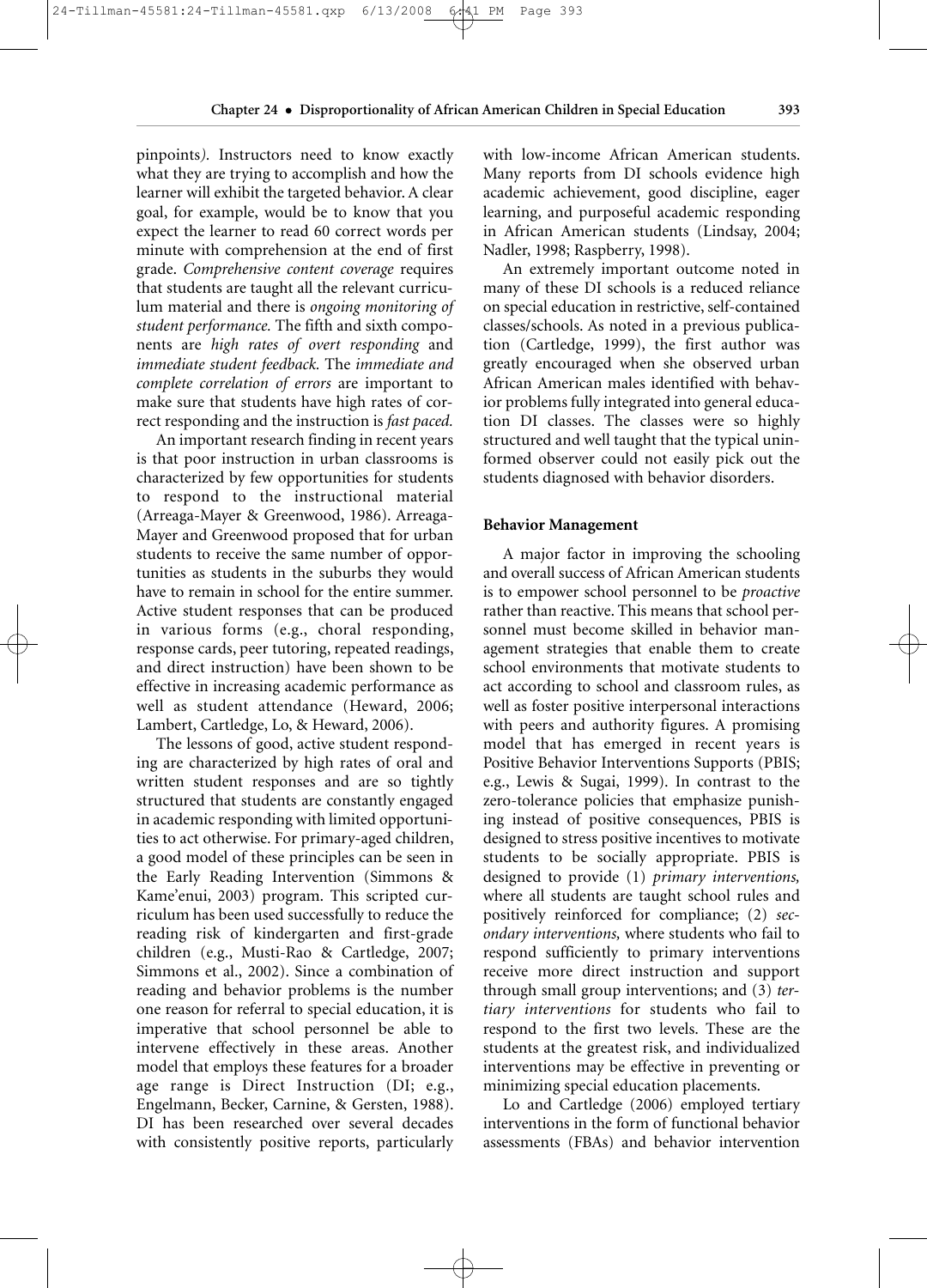pinpoints*).* Instructors need to know exactly what they are trying to accomplish and how the learner will exhibit the targeted behavior. A clear goal, for example, would be to know that you expect the learner to read 60 correct words per minute with comprehension at the end of first grade. *Comprehensive content coverage* requires that students are taught all the relevant curriculum material and there is *ongoing monitoring of student performance.* The fifth and sixth components are *high rates of overt responding* and *immediate student feedback.* The *immediate and complete correlation of errors* are important to make sure that students have high rates of correct responding and the instruction is *fast paced.*

An important research finding in recent years is that poor instruction in urban classrooms is characterized by few opportunities for students to respond to the instructional material (Arreaga-Mayer & Greenwood, 1986). Arreaga-Mayer and Greenwood proposed that for urban students to receive the same number of opportunities as students in the suburbs they would have to remain in school for the entire summer. Active student responses that can be produced in various forms (e.g., choral responding, response cards, peer tutoring, repeated readings, and direct instruction) have been shown to be effective in increasing academic performance as well as student attendance (Heward, 2006; Lambert, Cartledge, Lo, & Heward, 2006).

The lessons of good, active student responding are characterized by high rates of oral and written student responses and are so tightly structured that students are constantly engaged in academic responding with limited opportunities to act otherwise. For primary-aged children, a good model of these principles can be seen in the Early Reading Intervention (Simmons & Kame'enui, 2003) program. This scripted curriculum has been used successfully to reduce the reading risk of kindergarten and first-grade children (e.g., Musti-Rao & Cartledge, 2007; Simmons et al., 2002). Since a combination of reading and behavior problems is the number one reason for referral to special education, it is imperative that school personnel be able to intervene effectively in these areas. Another model that employs these features for a broader age range is Direct Instruction (DI; e.g., Engelmann, Becker, Carnine, & Gersten, 1988). DI has been researched over several decades with consistently positive reports, particularly with low-income African American students. Many reports from DI schools evidence high academic achievement, good discipline, eager learning, and purposeful academic responding in African American students (Lindsay, 2004; Nadler, 1998; Raspberry, 1998).

An extremely important outcome noted in many of these DI schools is a reduced reliance on special education in restrictive, self-contained classes/schools. As noted in a previous publication (Cartledge, 1999), the first author was greatly encouraged when she observed urban African American males identified with behavior problems fully integrated into general education DI classes. The classes were so highly structured and well taught that the typical uninformed observer could not easily pick out the students diagnosed with behavior disorders.

### Behavior Management

A major factor in improving the schooling and overall success of African American students is to empower school personnel to be *proactive* rather than reactive. This means that school personnel must become skilled in behavior management strategies that enable them to create school environments that motivate students to act according to school and classroom rules, as well as foster positive interpersonal interactions with peers and authority figures. A promising model that has emerged in recent years is Positive Behavior Interventions Supports (PBIS; e.g., Lewis & Sugai, 1999). In contrast to the zero-tolerance policies that emphasize punishing instead of positive consequences, PBIS is designed to stress positive incentives to motivate students to be socially appropriate. PBIS is designed to provide (1) *primary interventions,* where all students are taught school rules and positively reinforced for compliance; (2) *secondary interventions,* where students who fail to respond sufficiently to primary interventions receive more direct instruction and support through small group interventions; and (3) *tertiary interventions* for students who fail to respond to the first two levels. These are the students at the greatest risk, and individualized interventions may be effective in preventing or minimizing special education placements.

Lo and Cartledge (2006) employed tertiary interventions in the form of functional behavior assessments (FBAs) and behavior intervention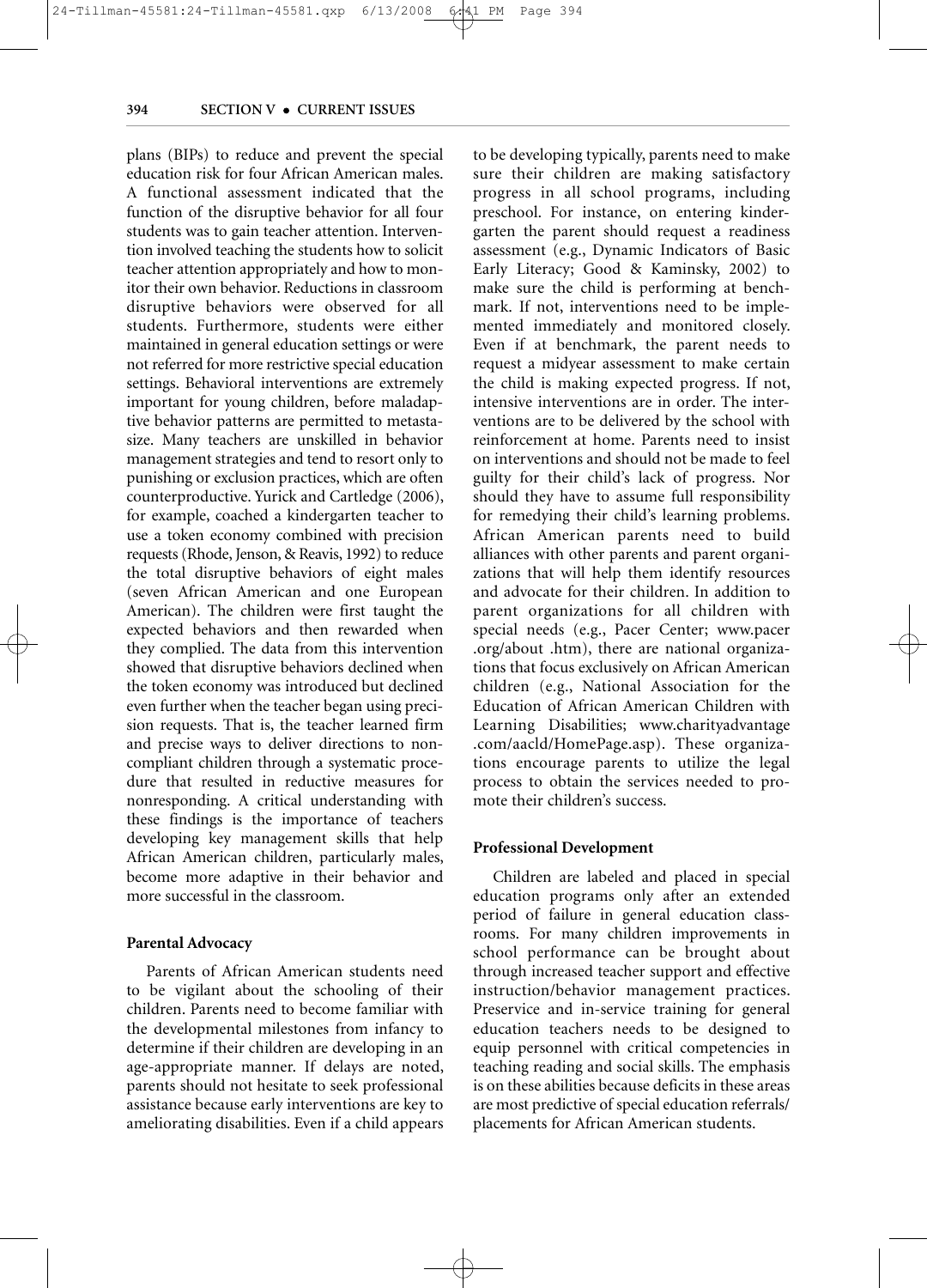plans (BIPs) to reduce and prevent the special education risk for four African American males. A functional assessment indicated that the function of the disruptive behavior for all four students was to gain teacher attention. Intervention involved teaching the students how to solicit teacher attention appropriately and how to monitor their own behavior. Reductions in classroom disruptive behaviors were observed for all students. Furthermore, students were either maintained in general education settings or were not referred for more restrictive special education settings. Behavioral interventions are extremely important for young children, before maladaptive behavior patterns are permitted to metastasize. Many teachers are unskilled in behavior management strategies and tend to resort only to punishing or exclusion practices, which are often counterproductive. Yurick and Cartledge (2006), for example, coached a kindergarten teacher to use a token economy combined with precision requests (Rhode, Jenson, & Reavis, 1992) to reduce the total disruptive behaviors of eight males (seven African American and one European American). The children were first taught the expected behaviors and then rewarded when they complied. The data from this intervention showed that disruptive behaviors declined when the token economy was introduced but declined even further when the teacher began using precision requests. That is, the teacher learned firm and precise ways to deliver directions to noncompliant children through a systematic procedure that resulted in reductive measures for nonresponding. A critical understanding with these findings is the importance of teachers developing key management skills that help African American children, particularly males, become more adaptive in their behavior and more successful in the classroom.

**Parental Advocacy**

Parents of African American students need to be vigilant about the schooling of their children. Parents need to become familiar with the developmental milestones from infancy to determine if their children are developing in an age-appropriate manner. If delays are noted, parents should not hesitate to seek professional assistance because early interventions are key to ameliorating disabilities. Even if a child appears to be developing typically, parents need to make sure their children are making satisfactory progress in all school programs, including preschool. For instance, on entering kindergarten the parent should request a readiness assessment (e.g., Dynamic Indicators of Basic Early Literacy; Good & Kaminsky, 2002) to make sure the child is performing at benchmark. If not, interventions need to be implemented immediately and monitored closely. Even if at benchmark, the parent needs to request a midyear assessment to make certain the child is making expected progress. If not, intensive interventions are in order. The interventions are to be delivered by the school with reinforcement at home. Parents need to insist on interventions and should not be made to feel guilty for their child's lack of progress. Nor should they have to assume full responsibility for remedying their child's learning problems. African American parents need to build alliances with other parents and parent organizations that will help them identify resources and advocate for their children. In addition to parent organizations for all children with special needs (e.g., Pacer Center; www.pacer.org/about.htm), there are national organizations that focus exclusively on African American children (e.g., National Association for the Education of African American Children with Learning Disabilities; www.charityadvantage.com/aacld/HomePage.asp). These organizations encourage parents to utilize the legal process to obtain the services needed to promote their children's success.

**Professional Development**

Children are labeled and placed in special education programs only after an extended period of failure in general education classrooms. For many children improvements in school performance can be brought about through increased teacher support and effective instruction/behavior management practices. Preservice and in-service training for general education teachers needs to be designed to equip personnel with critical competencies in teaching reading and social skills. The emphasis is on these abilities because deficits in these areas are most predictive of special education referrals/placements for African American students.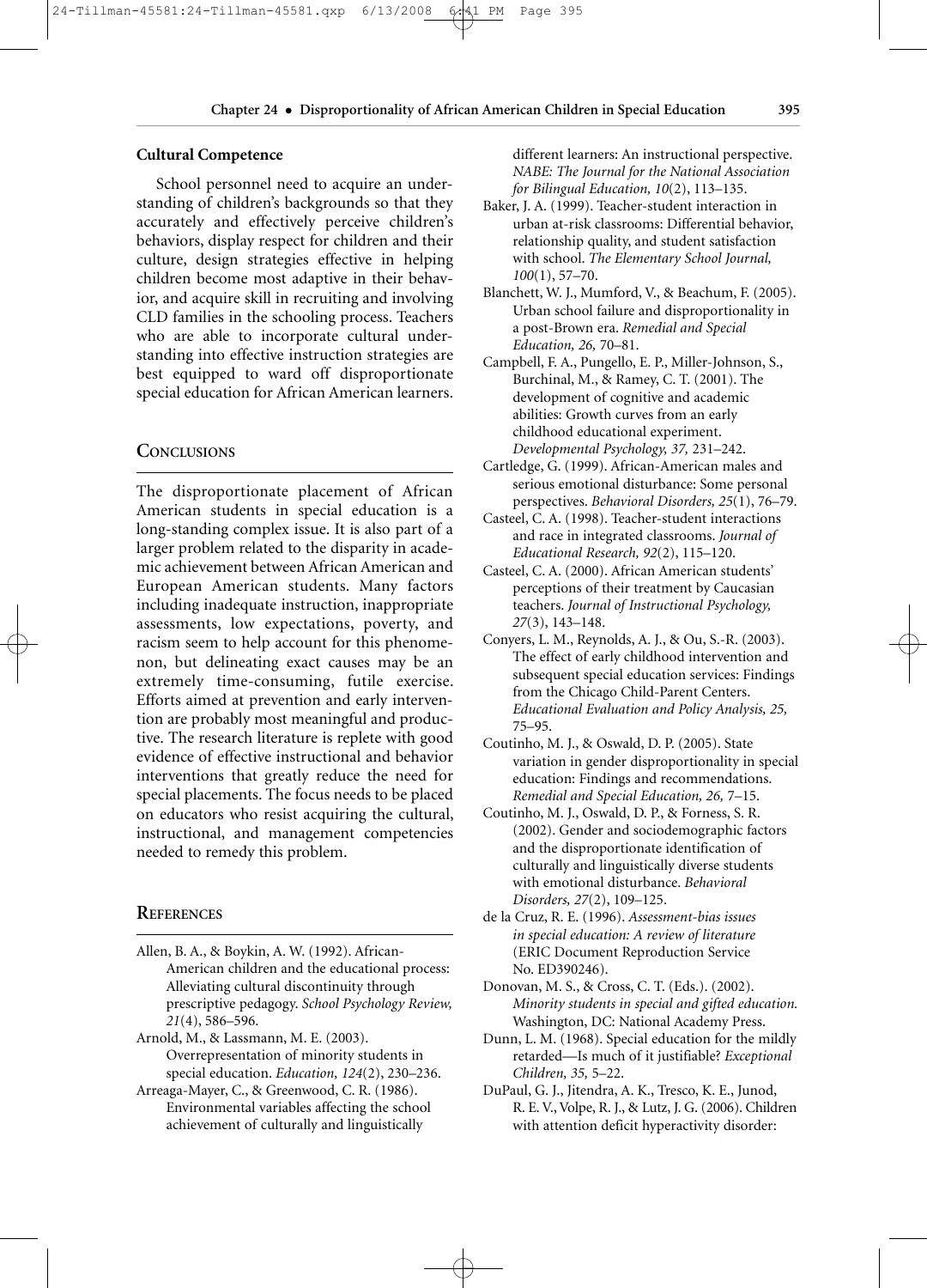### Cultural Competence

School personnel need to acquire an understanding of children's backgrounds so that they accurately and effectively perceive children's behaviors, display respect for children and their culture, design strategies effective in helping children become most adaptive in their behavior, and acquire skill in recruiting and involving CLD families in the schooling process. Teachers who are able to incorporate cultural understanding into effective instruction strategies are best equipped to ward off disproportionate special education for African American learners.

## CONCLUSIONS

The disproportionate placement of African American students in special education is a long-standing complex issue. It is also part of a larger problem related to the disparity in academic achievement between African American and European American students. Many factors including inadequate instruction, inappropriate assessments, low expectations, poverty, and racism seem to help account for this phenomenon, but delineating exact causes may be an extremely time-consuming, futile exercise. Efforts aimed at prevention and early intervention are probably most meaningful and productive. The research literature is replete with good evidence of effective instructional and behavior interventions that greatly reduce the need for special placements. The focus needs to be placed on educators who resist acquiring the cultural, instructional, and management competencies needed to remedy this problem.

## REFERENCES

Allen, B. A., & Boykin, A. W. (1992). African-American children and the educational process: Alleviating cultural discontinuity through prescriptive pedagogy. *School Psychology Review, 21*(4), 586–596.

Arnold, M., & Lassmann, M. E. (2003). Overrepresentation of minority students in special education. *Education, 124*(2), 230–236.

Arreaga-Mayer, C., & Greenwood, C. R. (1986). Environmental variables affecting the school achievement of culturally and linguistically different learners: An instructional perspective. *NABE: The Journal for the National Association for Bilingual Education, 10*(2), 113–135.

Baker, J. A. (1999). Teacher-student interaction in urban at-risk classrooms: Differential behavior, relationship quality, and student satisfaction with school. *The Elementary School Journal, 100*(1), 57–70.

Blanchett, W. J., Mumford, V., & Beachum, F. (2005). Urban school failure and disproportionality in a post-Brown era. *Remedial and Special Education, 26,* 70–81.

Campbell, F. A., Pungello, E. P., Miller-Johnson, S., Burchinal, M., & Ramey, C. T. (2001). The development of cognitive and academic abilities: Growth curves from an early childhood educational experiment. *Developmental Psychology, 37,* 231–242.

Cartledge, G. (1999). African-American males and serious emotional disturbance: Some personal perspectives. *Behavioral Disorders, 25*(1), 76–79.

Casteel, C. A. (1998). Teacher-student interactions and race in integrated classrooms. *Journal of Educational Research, 92*(2), 115–120.

Casteel, C. A. (2000). African American students' perceptions of their treatment by Caucasian teachers. *Journal of Instructional Psychology, 27*(3), 143–148.

Conyers, L. M., Reynolds, A. J., & Ou, S.-R. (2003). The effect of early childhood intervention and subsequent special education services: Findings from the Chicago Child-Parent Centers. *Educational Evaluation and Policy Analysis, 25,* 75–95.

Coutinho, M. J., & Oswald, D. P. (2005). State variation in gender disproportionality in special education: Findings and recommendations. *Remedial and Special Education, 26,* 7–15.

Coutinho, M. J., Oswald, D. P., & Forness, S. R. (2002). Gender and sociodemographic factors and the disproportionate identification of culturally and linguistically diverse students with emotional disturbance. *Behavioral Disorders, 27*(2), 109–125.

de la Cruz, R. E. (1996). *Assessment-bias issues in special education: A review of literature* (ERIC Document Reproduction Service No. ED390246).

Donovan, M. S., & Cross, C. T. (Eds.). (2002). *Minority students in special and gifted education.* Washington, DC: National Academy Press.

Dunn, L. M. (1968). Special education for the mildly retarded—Is much of it justifiable? *Exceptional Children, 35,* 5–22.

DuPaul, G. J., Jitendra, A. K., Tresco, K. E., Junod, R. E. V., Volpe, R. J., & Lutz, J. G. (2006). Children with attention deficit hyperactivity disorder: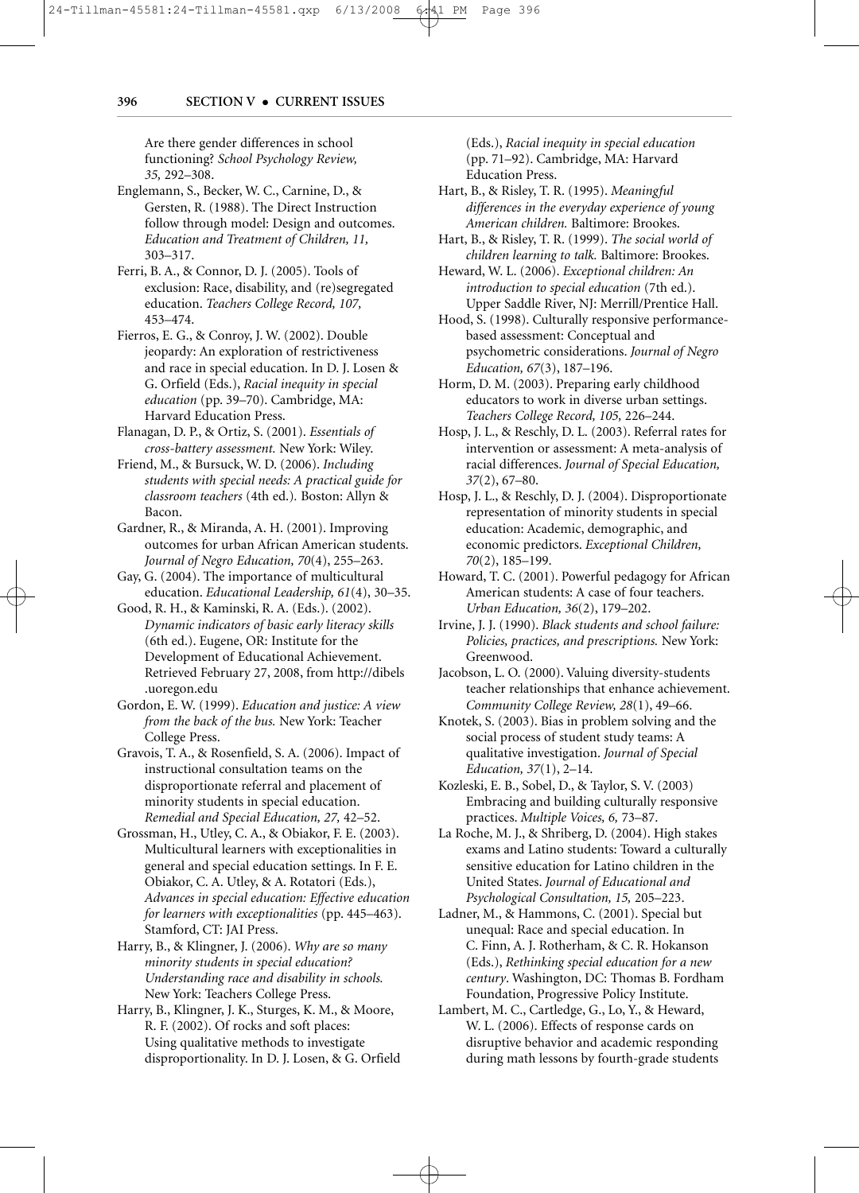Are there gender differences in school functioning? *School Psychology Review, 35,* 292–308.

Englemann, S., Becker, W. C., Carnine, D., & Gersten, R. (1988). The Direct Instruction follow through model: Design and outcomes. *Education and Treatment of Children, 11,* 303–317.

Ferri, B. A., & Connor, D. J. (2005). Tools of exclusion: Race, disability, and (re)segregated education. *Teachers College Record, 107,* 453–474.

Fierros, E. G., & Conroy, J. W. (2002). Double jeopardy: An exploration of restrictiveness and race in special education. In D. J. Losen & G. Orfield (Eds.), *Racial inequity in special education* (pp. 39–70). Cambridge, MA: Harvard Education Press.

Flanagan, D. P., & Ortiz, S. (2001). *Essentials of cross-battery assessment.* New York: Wiley.

Friend, M., & Bursuck, W. D. (2006). *Including students with special needs: A practical guide for classroom teachers* (4th ed.). Boston: Allyn & Bacon.

Gardner, R., & Miranda, A. H. (2001). Improving outcomes for urban African American students. *Journal of Negro Education, 70*(4), 255–263.

Gay, G. (2004). The importance of multicultural education. *Educational Leadership, 61*(4), 30–35.

Good, R. H., & Kaminski, R. A. (Eds.). (2002). *Dynamic indicators of basic early literacy skills* (6th ed.). Eugene, OR: Institute for the Development of Educational Achievement. Retrieved February 27, 2008, from http://dibels.uoregon.edu

Gordon, E. W. (1999). *Education and justice: A view from the back of the bus.* New York: Teacher College Press.

Gravois, T. A., & Rosenfield, S. A. (2006). Impact of instructional consultation teams on the disproportionate referral and placement of minority students in special education. *Remedial and Special Education, 27,* 42–52.

Grossman, H., Utley, C. A., & Obiakor, F. E. (2003). Multicultural learners with exceptionalities in general and special education settings. In F. E. Obiakor, C. A. Utley, & A. Rotatori (Eds.), *Advances in special education: Effective education for learners with exceptionalities* (pp. 445–463). Stamford, CT: JAI Press.

Harry, B., & Klingner, J. (2006). *Why are so many minority students in special education? Understanding race and disability in schools.* New York: Teachers College Press.

Harry, B., Klingner, J. K., Sturges, K. M., & Moore, R. F. (2002). Of rocks and soft places: Using qualitative methods to investigate disproportionality. In D. J. Losen, & G. Orfield (Eds.), *Racial inequity in special education* (pp. 71–92). Cambridge, MA: Harvard Education Press.

Hart, B., & Risley, T. R. (1995). *Meaningful differences in the everyday experience of young American children.* Baltimore: Brookes.

Hart, B., & Risley, T. R. (1999). *The social world of children learning to talk.* Baltimore: Brookes.

Heward, W. L. (2006). *Exceptional children: An introduction to special education* (7th ed.). Upper Saddle River, NJ: Merrill/Prentice Hall.

Hood, S. (1998). Culturally responsive performance-based assessment: Conceptual and psychometric considerations. *Journal of Negro Education, 67*(3), 187–196.

Horm, D. M. (2003). Preparing early childhood educators to work in diverse urban settings. *Teachers College Record, 105,* 226–244.

Hosp, J. L., & Reschly, D. L. (2003). Referral rates for intervention or assessment: A meta-analysis of racial differences. *Journal of Special Education, 37*(2), 67–80.

Hosp, J. L., & Reschly, D. J. (2004). Disproportionate representation of minority students in special education: Academic, demographic, and economic predictors. *Exceptional Children, 70*(2), 185–199.

Howard, T. C. (2001). Powerful pedagogy for African American students: A case of four teachers. *Urban Education, 36*(2), 179–202.

Irvine, J. J. (1990). *Black students and school failure: Policies, practices, and prescriptions.* New York: Greenwood.

Jacobson, L. O. (2000). Valuing diversity-students teacher relationships that enhance achievement. *Community College Review, 28*(1), 49–66.

Knotek, S. (2003). Bias in problem solving and the social process of student study teams: A qualitative investigation. *Journal of Special Education, 37*(1), 2–14.

Kozleski, E. B., Sobel, D., & Taylor, S. V. (2003) Embracing and building culturally responsive practices. *Multiple Voices, 6,* 73–87.

La Roche, M. J., & Shriberg, D. (2004). High stakes exams and Latino students: Toward a culturally sensitive education for Latino children in the United States. *Journal of Educational and Psychological Consultation, 15,* 205–223.

Ladner, M., & Hammons, C. (2001). Special but unequal: Race and special education. In C. Finn, A. J. Rotherham, & C. R. Hokanson (Eds.), *Rethinking special education for a new century*. Washington, DC: Thomas B. Fordham Foundation, Progressive Policy Institute.

Lambert, M. C., Cartledge, G., Lo, Y., & Heward, W. L. (2006). Effects of response cards on disruptive behavior and academic responding during math lessons by fourth-grade students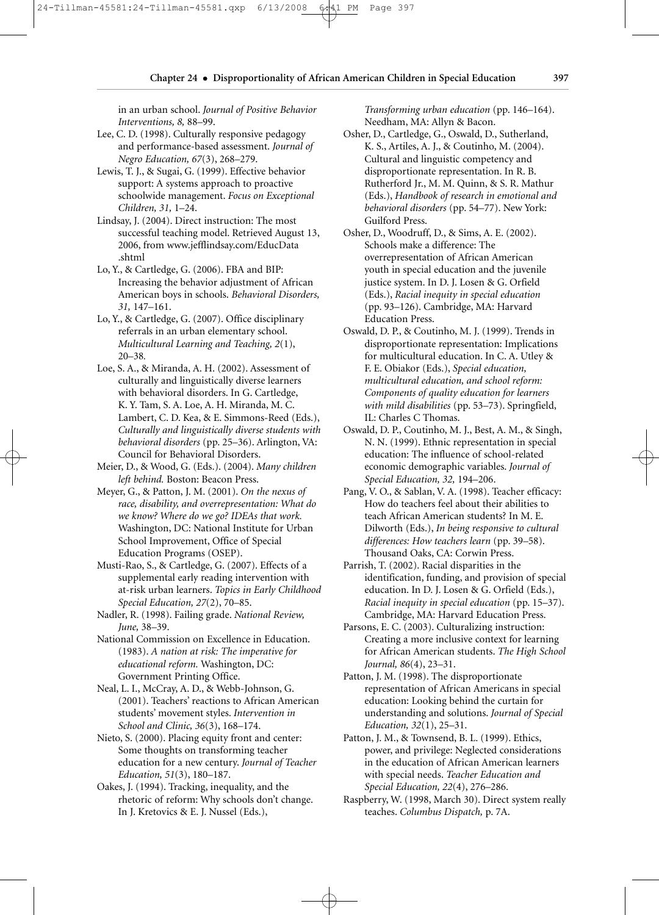in an urban school. *Journal of Positive Behavior Interventions, 8,* 88–99.

Lee, C. D. (1998). Culturally responsive pedagogy and performance-based assessment. *Journal of Negro Education, 67*(3), 268–279.

Lewis, T. J., & Sugai, G. (1999). Effective behavior support: A systems approach to proactive schoolwide management. *Focus on Exceptional Children, 31,* 1–24.

Lindsay, J. (2004). Direct instruction: The most successful teaching model. Retrieved August 13, 2006, from www.jefflindsay.com/EducData.shtml

Lo, Y., & Cartledge, G. (2006). FBA and BIP: Increasing the behavior adjustment of African American boys in schools. *Behavioral Disorders, 31,* 147–161.

Lo, Y., & Cartledge, G. (2007). Office disciplinary referrals in an urban elementary school. *Multicultural Learning and Teaching, 2*(1), 20–38.

Loe, S. A., & Miranda, A. H. (2002). Assessment of culturally and linguistically diverse learners with behavioral disorders. In G. Cartledge, K. Y. Tam, S. A. Loe, A. H. Miranda, M. C. Lambert, C. D. Kea, & E. Simmons-Reed (Eds.), *Culturally and linguistically diverse students with behavioral disorders* (pp. 25–36). Arlington, VA: Council for Behavioral Disorders.

Meier, D., & Wood, G. (Eds.). (2004). *Many children left behind.* Boston: Beacon Press.

Meyer, G., & Patton, J. M. (2001). *On the nexus of race, disability, and overrepresentation: What do we know? Where do we go? IDEAs that work.* Washington, DC: National Institute for Urban School Improvement, Office of Special Education Programs (OSEP).

Musti-Rao, S., & Cartledge, G. (2007). Effects of a supplemental early reading intervention with at-risk urban learners. *Topics in Early Childhood Special Education, 27*(2), 70–85.

Nadler, R. (1998). Failing grade. *National Review, June,* 38–39.

National Commission on Excellence in Education. (1983). *A nation at risk: The imperative for educational reform.* Washington, DC: Government Printing Office.

Neal, L. I., McCray, A. D., & Webb-Johnson, G. (2001). Teachers' reactions to African American students' movement styles. *Intervention in School and Clinic, 36*(3), 168–174.

Nieto, S. (2000). Placing equity front and center: Some thoughts on transforming teacher education for a new century. *Journal of Teacher Education, 51*(3), 180–187.

Oakes, J. (1994). Tracking, inequality, and the rhetoric of reform: Why schools don't change. In J. Kretovics & E. J. Nussel (Eds.), *Transforming urban education* (pp. 146–164). Needham, MA: Allyn & Bacon.

Osher, D., Cartledge, G., Oswald, D., Sutherland, K. S., Artiles, A. J., & Coutinho, M. (2004). Cultural and linguistic competency and disproportionate representation. In R. B. Rutherford Jr., M. M. Quinn, & S. R. Mathur (Eds.), *Handbook of research in emotional and behavioral disorders* (pp. 54–77). New York: Guilford Press.

Osher, D., Woodruff, D., & Sims, A. E. (2002). Schools make a difference: The overrepresentation of African American youth in special education and the juvenile justice system. In D. J. Losen & G. Orfield (Eds.), *Racial inequity in special education* (pp. 93–126). Cambridge, MA: Harvard Education Press.

Oswald, D. P., & Coutinho, M. J. (1999). Trends in disproportionate representation: Implications for multicultural education. In C. A. Utley & F. E. Obiakor (Eds.), *Special education, multicultural education, and school reform: Components of quality education for learners with mild disabilities* (pp. 53–73). Springfield, IL: Charles C Thomas.

Oswald, D. P., Coutinho, M. J., Best, A. M., & Singh, N. N. (1999). Ethnic representation in special education: The influence of school-related economic demographic variables. *Journal of Special Education, 32,* 194–206.

Pang, V. O., & Sablan, V. A. (1998). Teacher efficacy: How do teachers feel about their abilities to teach African American students? In M. E. Dilworth (Eds.), *In being responsive to cultural differences: How teachers learn* (pp. 39–58). Thousand Oaks, CA: Corwin Press.

Parrish, T. (2002). Racial disparities in the identification, funding, and provision of special education. In D. J. Losen & G. Orfield (Eds.), *Racial inequity in special education* (pp. 15–37). Cambridge, MA: Harvard Education Press.

Parsons, E. C. (2003). Culturalizing instruction: Creating a more inclusive context for learning for African American students. *The High School Journal, 86*(4), 23–31.

Patton, J. M. (1998). The disproportionate representation of African Americans in special education: Looking behind the curtain for understanding and solutions. *Journal of Special Education, 32*(1), 25–31.

Patton, J. M., & Townsend, B. L. (1999). Ethics, power, and privilege: Neglected considerations in the education of African American learners with special needs. *Teacher Education and Special Education, 22*(4), 276–286.

Raspberry, W. (1998, March 30). Direct system really teaches. *Columbus Dispatch,* p. 7A.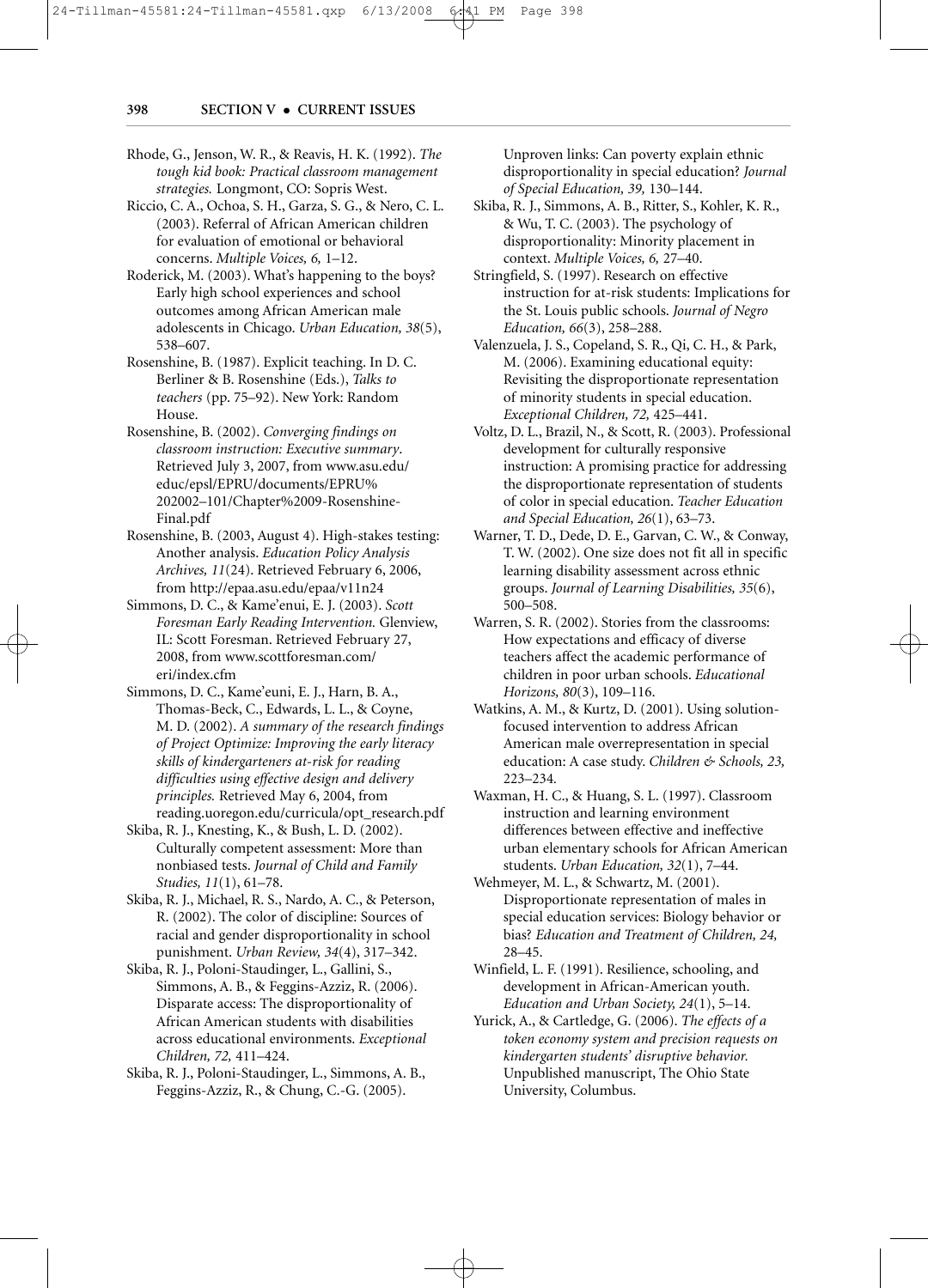Rhode, G., Jenson, W. R., & Reavis, H. K. (1992). *The tough kid book: Practical classroom management strategies.* Longmont, CO: Sopris West.

Riccio, C. A., Ochoa, S. H., Garza, S. G., & Nero, C. L. (2003). Referral of African American children for evaluation of emotional or behavioral concerns. *Multiple Voices, 6,* 1–12.

Roderick, M. (2003). What's happening to the boys? Early high school experiences and school outcomes among African American male adolescents in Chicago. *Urban Education, 38*(5), 538–607.

Rosenshine, B. (1987). Explicit teaching. In D. C. Berliner & B. Rosenshine (Eds.), *Talks to teachers* (pp. 75–92). New York: Random House.

Rosenshine, B. (2002). *Converging findings on classroom instruction: Executive summary*. Retrieved July 3, 2007, from www.asu.edu/educ/epsl/EPRU/documents/EPRU%202002–101/Chapter%2009-Rosenshine-Final.pdf

Rosenshine, B. (2003, August 4). High-stakes testing: Another analysis. *Education Policy Analysis Archives, 11*(24). Retrieved February 6, 2006, from http://epaa.asu.edu/epaa/v11n24

Simmons, D. C., & Kame'enui, E. J. (2003). *Scott Foresman Early Reading Intervention.* Glenview, IL: Scott Foresman. Retrieved February 27, 2008, from www.scottforesman.com/eri/index.cfm

Simmons, D. C., Kame'euni, E. J., Harn, B. A., Thomas-Beck, C., Edwards, L. L., & Coyne, M. D. (2002). *A summary of the research findings of Project Optimize: Improving the early literacy skills of kindergarteners at-risk for reading difficulties using effective design and delivery principles.* Retrieved May 6, 2004, from reading.uoregon.edu/curricula/opt_research.pdf

Skiba, R. J., Knesting, K., & Bush, L. D. (2002). Culturally competent assessment: More than nonbiased tests. *Journal of Child and Family Studies, 11*(1), 61–78.

Skiba, R. J., Michael, R. S., Nardo, A. C., & Peterson, R. (2002). The color of discipline: Sources of racial and gender disproportionality in school punishment. *Urban Review, 34*(4), 317–342.

Skiba, R. J., Poloni-Staudinger, L., Gallini, S., Simmons, A. B., & Feggins-Azziz, R. (2006). Disparate access: The disproportionality of African American students with disabilities across educational environments. *Exceptional Children, 72,* 411–424.

Skiba, R. J., Poloni-Staudinger, L., Simmons, A. B., Feggins-Azziz, R., & Chung, C.-G. (2005). Unproven links: Can poverty explain ethnic disproportionality in special education? *Journal of Special Education, 39,* 130–144.

Skiba, R. J., Simmons, A. B., Ritter, S., Kohler, K. R., & Wu, T. C. (2003). The psychology of disproportionality: Minority placement in context. *Multiple Voices, 6,* 27–40.

Stringfield, S. (1997). Research on effective instruction for at-risk students: Implications for the St. Louis public schools. *Journal of Negro Education, 66*(3), 258–288.

Valenzuela, J. S., Copeland, S. R., Qi, C. H., & Park, M. (2006). Examining educational equity: Revisiting the disproportionate representation of minority students in special education. *Exceptional Children, 72,* 425–441.

Voltz, D. L., Brazil, N., & Scott, R. (2003). Professional development for culturally responsive instruction: A promising practice for addressing the disproportionate representation of students of color in special education. *Teacher Education and Special Education, 26*(1), 63–73.

Warner, T. D., Dede, D. E., Garvan, C. W., & Conway, T. W. (2002). One size does not fit all in specific learning disability assessment across ethnic groups. *Journal of Learning Disabilities, 35*(6), 500–508.

Warren, S. R. (2002). Stories from the classrooms: How expectations and efficacy of diverse teachers affect the academic performance of children in poor urban schools. *Educational Horizons, 80*(3), 109–116.

Watkins, A. M., & Kurtz, D. (2001). Using solution-focused intervention to address African American male overrepresentation in special education: A case study. *Children & Schools, 23,* 223–234.

Waxman, H. C., & Huang, S. L. (1997). Classroom instruction and learning environment differences between effective and ineffective urban elementary schools for African American students. *Urban Education, 32*(1), 7–44.

Wehmeyer, M. L., & Schwartz, M. (2001). Disproportionate representation of males in special education services: Biology behavior or bias? *Education and Treatment of Children, 24,* 28–45.

Winfield, L. F. (1991). Resilience, schooling, and development in African-American youth. *Education and Urban Society, 24*(1), 5–14.

Yurick, A., & Cartledge, G. (2006). *The effects of a token economy system and precision requests on kindergarten students' disruptive behavior.* Unpublished manuscript, The Ohio State University, Columbus.